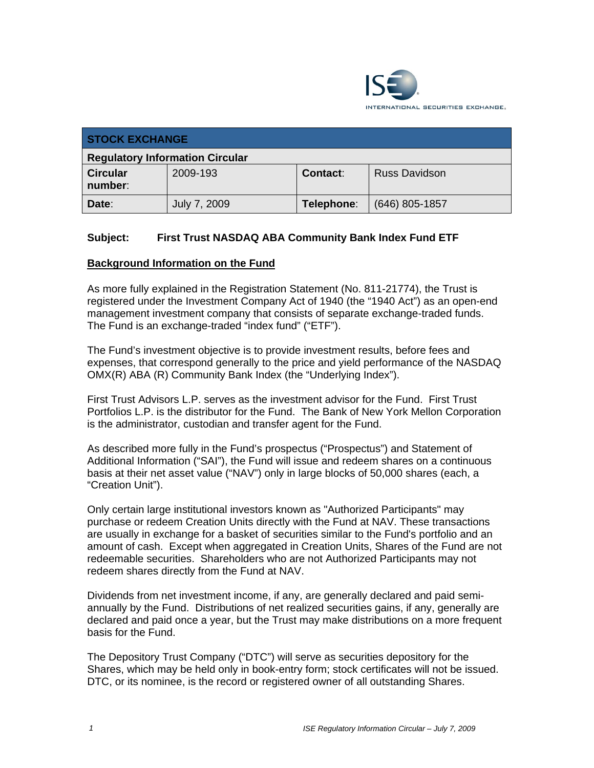INTERNATIONAL SECURITIES EXCHANGE.

| STOCK EXCHANGE | | | |
|---|---|---|---|
| Regulatory Information Circular | | | |
| **Circular number**: | 2009-193 | **Contact**: | Russ Davidson |
| **Date**: | July 7, 2009 | **Telephone**: | (646) 805-1857 |

**Subject: First Trust NASDAQ ABA Community Bank Index Fund ETF**

## Background Information on the Fund

As more fully explained in the Registration Statement (No. 811-21774), the Trust is registered under the Investment Company Act of 1940 (the "1940 Act") as an open-end management investment company that consists of separate exchange-traded funds. The Fund is an exchange-traded "index fund" ("ETF").

The Fund's investment objective is to provide investment results, before fees and expenses, that correspond generally to the price and yield performance of the NASDAQ OMX(R) ABA (R) Community Bank Index (the "Underlying Index").

First Trust Advisors L.P. serves as the investment advisor for the Fund. First Trust Portfolios L.P. is the distributor for the Fund. The Bank of New York Mellon Corporation is the administrator, custodian and transfer agent for the Fund.

As described more fully in the Fund's prospectus ("Prospectus") and Statement of Additional Information ("SAI"), the Fund will issue and redeem shares on a continuous basis at their net asset value ("NAV") only in large blocks of 50,000 shares (each, a "Creation Unit").

Only certain large institutional investors known as "Authorized Participants" may purchase or redeem Creation Units directly with the Fund at NAV. These transactions are usually in exchange for a basket of securities similar to the Fund's portfolio and an amount of cash. Except when aggregated in Creation Units, Shares of the Fund are not redeemable securities. Shareholders who are not Authorized Participants may not redeem shares directly from the Fund at NAV.

Dividends from net investment income, if any, are generally declared and paid semi-annually by the Fund. Distributions of net realized securities gains, if any, generally are declared and paid once a year, but the Trust may make distributions on a more frequent basis for the Fund.

The Depository Trust Company ("DTC") will serve as securities depository for the Shares, which may be held only in book-entry form; stock certificates will not be issued. DTC, or its nominee, is the record or registered owner of all outstanding Shares.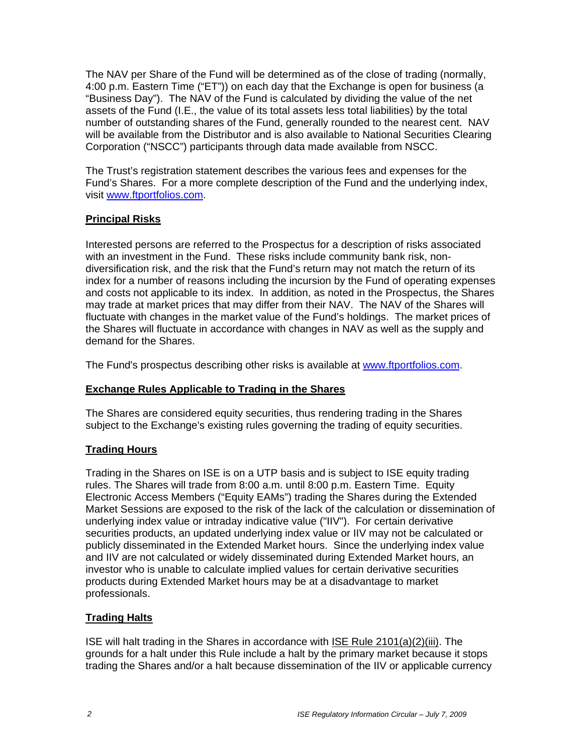The NAV per Share of the Fund will be determined as of the close of trading (normally, 4:00 p.m. Eastern Time ("ET")) on each day that the Exchange is open for business (a "Business Day"). The NAV of the Fund is calculated by dividing the value of the net assets of the Fund (I.E., the value of its total assets less total liabilities) by the total number of outstanding shares of the Fund, generally rounded to the nearest cent. NAV will be available from the Distributor and is also available to National Securities Clearing Corporation ("NSCC") participants through data made available from NSCC.

The Trust's registration statement describes the various fees and expenses for the Fund's Shares. For a more complete description of the Fund and the underlying index, visit www.ftportfolios.com.

## Principal Risks

Interested persons are referred to the Prospectus for a description of risks associated with an investment in the Fund. These risks include community bank risk, non-diversification risk, and the risk that the Fund's return may not match the return of its index for a number of reasons including the incursion by the Fund of operating expenses and costs not applicable to its index. In addition, as noted in the Prospectus, the Shares may trade at market prices that may differ from their NAV. The NAV of the Shares will fluctuate with changes in the market value of the Fund's holdings. The market prices of the Shares will fluctuate in accordance with changes in NAV as well as the supply and demand for the Shares.

The Fund's prospectus describing other risks is available at www.ftportfolios.com.

## Exchange Rules Applicable to Trading in the Shares

The Shares are considered equity securities, thus rendering trading in the Shares subject to the Exchange's existing rules governing the trading of equity securities.

## Trading Hours

Trading in the Shares on ISE is on a UTP basis and is subject to ISE equity trading rules. The Shares will trade from 8:00 a.m. until 8:00 p.m. Eastern Time. Equity Electronic Access Members ("Equity EAMs") trading the Shares during the Extended Market Sessions are exposed to the risk of the lack of the calculation or dissemination of underlying index value or intraday indicative value ("IIV"). For certain derivative securities products, an updated underlying index value or IIV may not be calculated or publicly disseminated in the Extended Market hours. Since the underlying index value and IIV are not calculated or widely disseminated during Extended Market hours, an investor who is unable to calculate implied values for certain derivative securities products during Extended Market hours may be at a disadvantage to market professionals.

## Trading Halts

ISE will halt trading in the Shares in accordance with ISE Rule 2101(a)(2)(iii). The grounds for a halt under this Rule include a halt by the primary market because it stops trading the Shares and/or a halt because dissemination of the IIV or applicable currency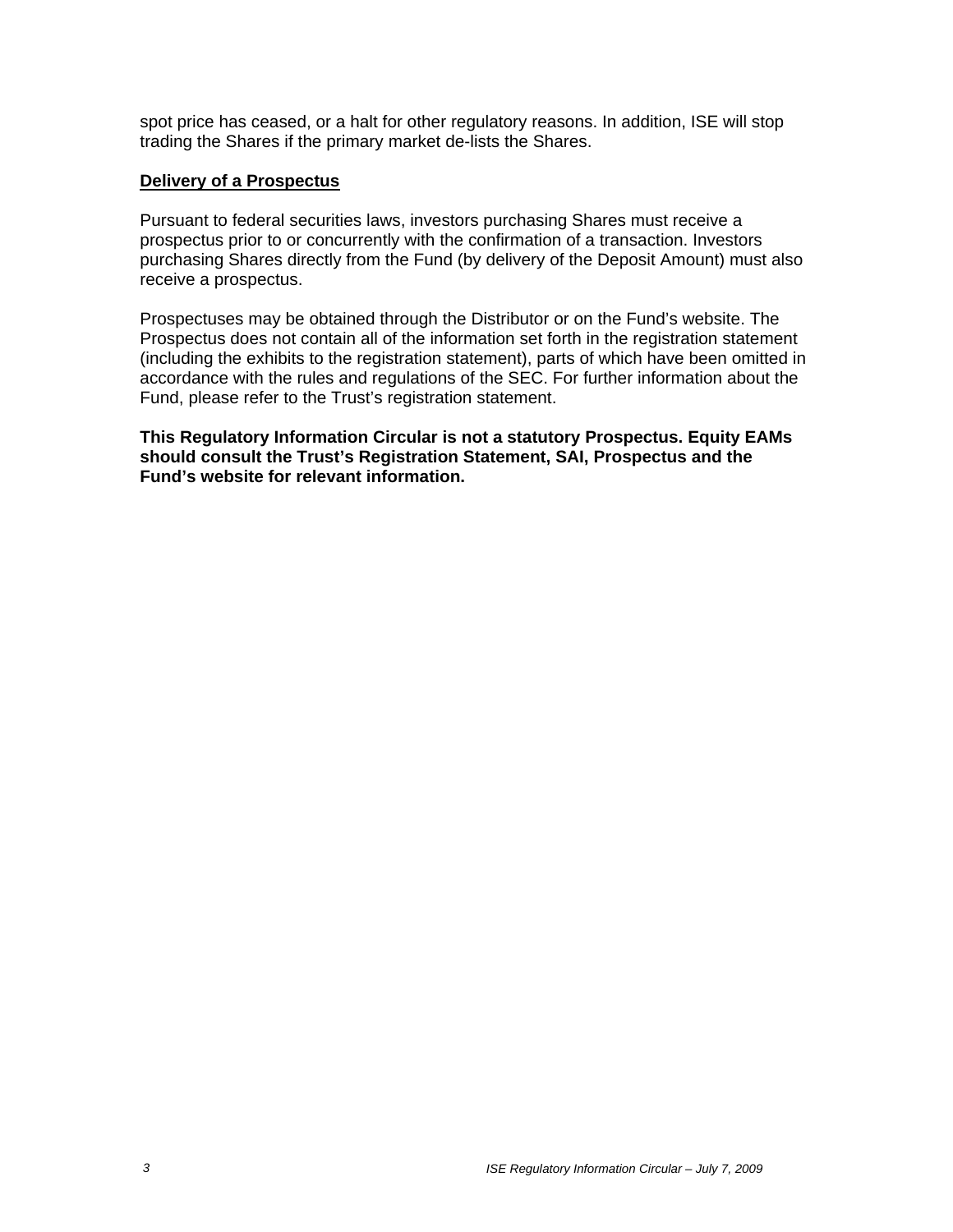spot price has ceased, or a halt for other regulatory reasons. In addition, ISE will stop trading the Shares if the primary market de-lists the Shares.

## Delivery of a Prospectus

Pursuant to federal securities laws, investors purchasing Shares must receive a prospectus prior to or concurrently with the confirmation of a transaction. Investors purchasing Shares directly from the Fund (by delivery of the Deposit Amount) must also receive a prospectus.

Prospectuses may be obtained through the Distributor or on the Fund's website. The Prospectus does not contain all of the information set forth in the registration statement (including the exhibits to the registration statement), parts of which have been omitted in accordance with the rules and regulations of the SEC. For further information about the Fund, please refer to the Trust's registration statement.

**This Regulatory Information Circular is not a statutory Prospectus. Equity EAMs should consult the Trust's Registration Statement, SAI, Prospectus and the Fund's website for relevant information.**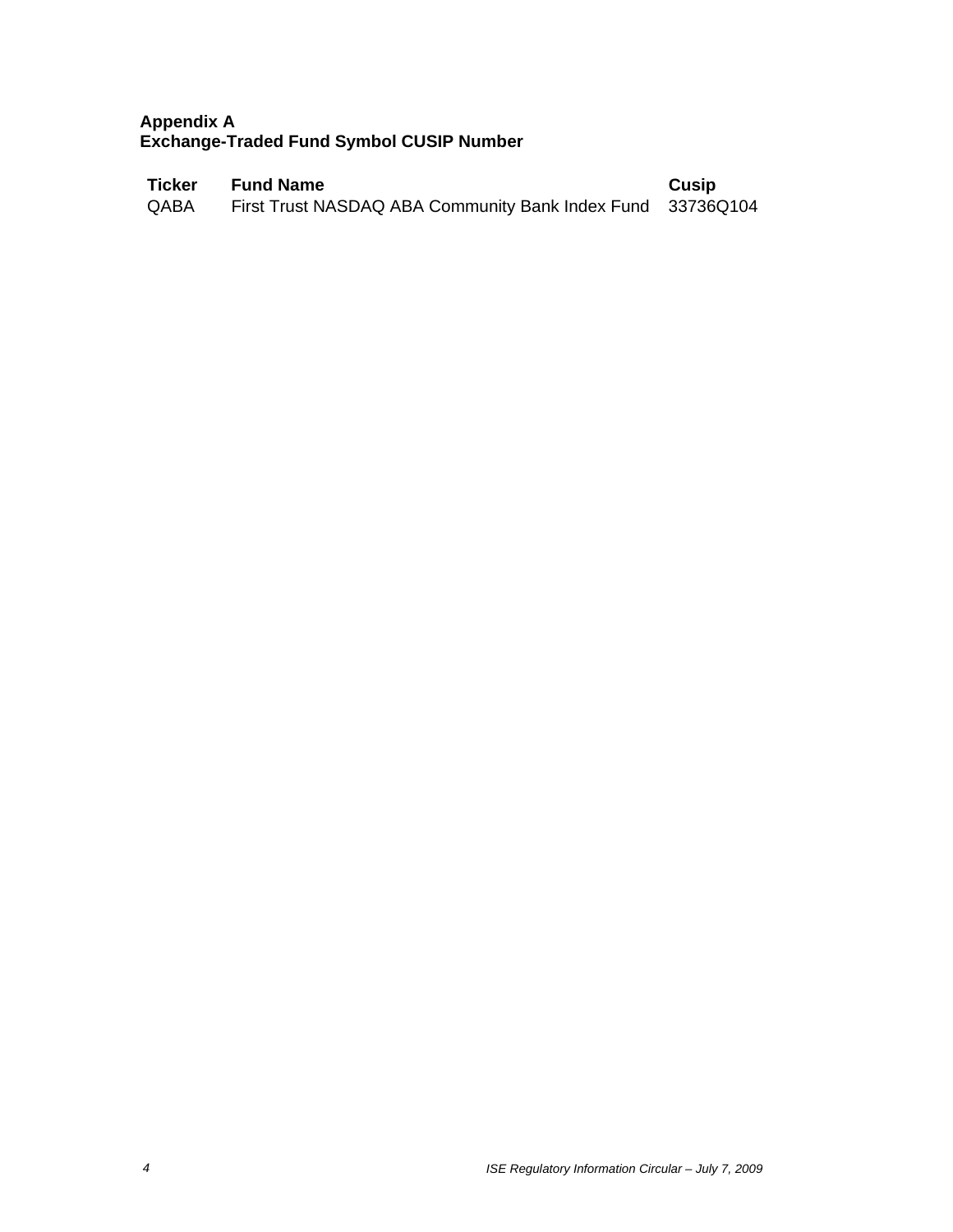**Appendix A**
**Exchange-Traded Fund Symbol CUSIP Number**

| Ticker | Fund Name | Cusip |
| --- | --- | --- |
| QABA | First Trust NASDAQ ABA Community Bank Index Fund | 33736Q104 |